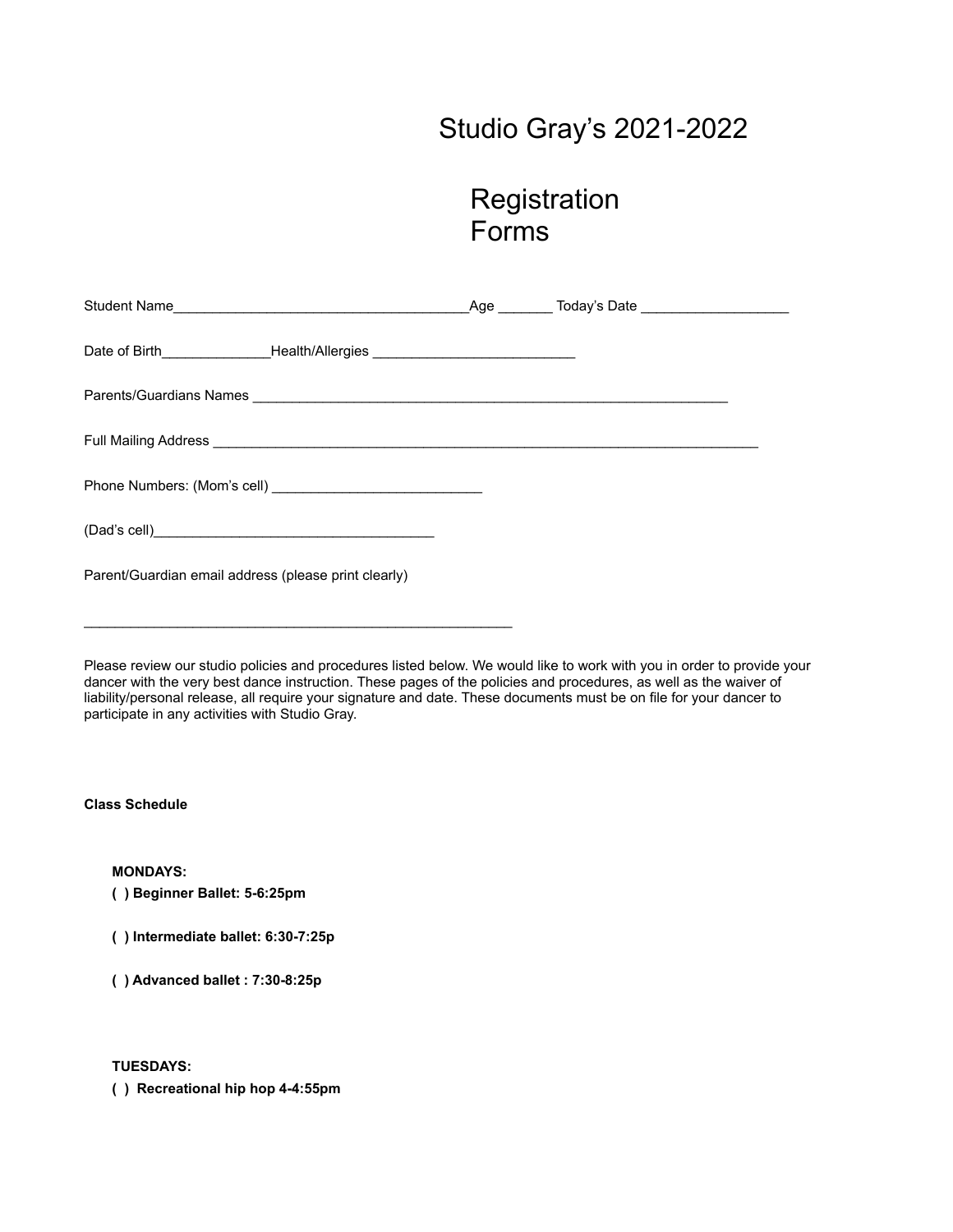# Studio Gray's 2021-2022

# Registration Forms

Student Name______________________________________Age _______ Today's Date ___________________

Date of Birth______________Health/Allergies __________________________

Parents/Guardians Names ______________________________________________________________

Full Mailing Address ________________________________________________________________________

Phone Numbers: (Mom's cell) ___________________________

(Dad's cell)____________________________________

Parent/Guardian email address (please print clearly)

_______________________________________________________

Please review our studio policies and procedures listed below. We would like to work with you in order to provide your dancer with the very best dance instruction. These pages of the policies and procedures, as well as the waiver of liability/personal release, all require your signature and date. These documents must be on file for your dancer to participate in any activities with Studio Gray.

**Class Schedule**

**MONDAYS:**

**( ) Beginner Ballet: 5-6:25pm**

**( ) Intermediate ballet: 6:30-7:25p**

**( ) Advanced ballet : 7:30-8:25p**

**TUESDAYS:**

**( ) Recreational hip hop 4-4:55pm**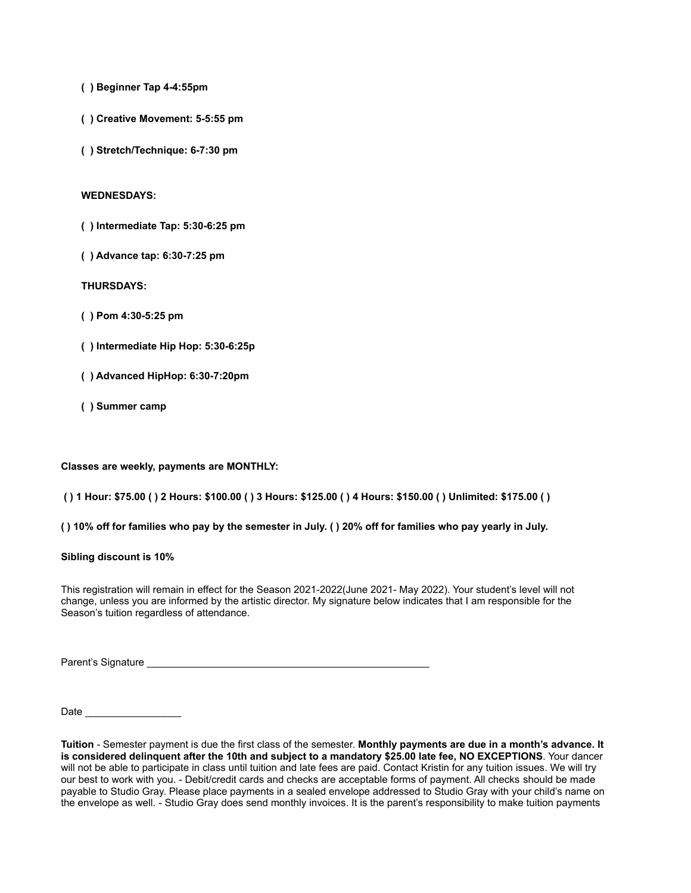**( ) Beginner Tap 4-4:55pm**

**( ) Creative Movement: 5-5:55 pm**

**( ) Stretch/Technique: 6-7:30 pm**

**WEDNESDAYS:**

**( ) Intermediate Tap: 5:30-6:25 pm**

**( ) Advance tap: 6:30-7:25 pm**

**THURSDAYS:**

**( ) Pom 4:30-5:25 pm**

**( ) Intermediate Hip Hop: 5:30-6:25p**

**( ) Advanced HipHop: 6:30-7:20pm**

**( ) Summer camp**

**Classes are weekly, payments are MONTHLY:**

**( ) 1 Hour: $75.00 ( ) 2 Hours: $100.00 ( ) 3 Hours: $125.00 ( ) 4 Hours: $150.00 ( ) Unlimited: $175.00 ( )**

**( ) 10% off for families who pay by the semester in July. ( ) 20% off for families who pay yearly in July.**

**Sibling discount is 10%**

This registration will remain in effect for the Season 2021-2022(June 2021- May 2022). Your student's level will not change, unless you are informed by the artistic director. My signature below indicates that I am responsible for the Season's tuition regardless of attendance.

Parent's Signature ___________________________________________________

Date _________________

**Tuition** - Semester payment is due the first class of the semester. **Monthly payments are due in a month's advance. It is considered delinquent after the 10th and subject to a mandatory $25.00 late fee, NO EXCEPTIONS**. Your dancer will not be able to participate in class until tuition and late fees are paid. Contact Kristin for any tuition issues. We will try our best to work with you. - Debit/credit cards and checks are acceptable forms of payment. All checks should be made payable to Studio Gray. Please place payments in a sealed envelope addressed to Studio Gray with your child's name on the envelope as well. - Studio Gray does send monthly invoices. It is the parent's responsibility to make tuition payments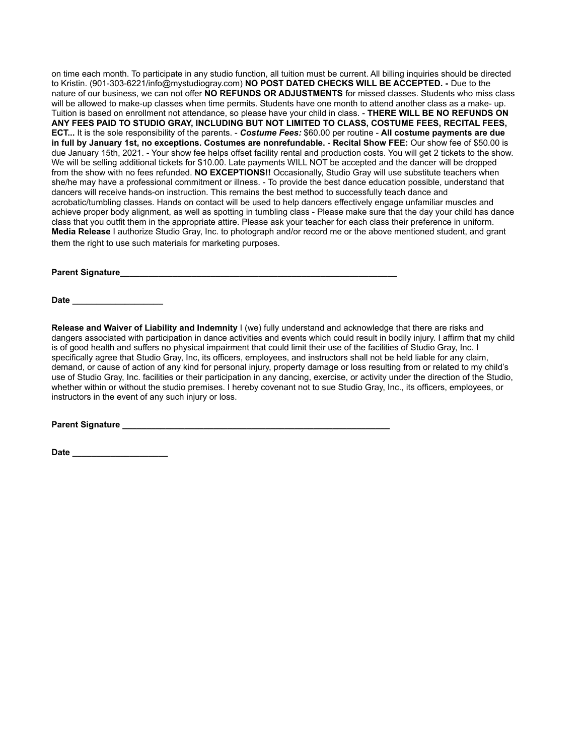on time each month. To participate in any studio function, all tuition must be current. All billing inquiries should be directed to Kristin. (901-303-6221/info@mystudiogray.com) **NO POST DATED CHECKS WILL BE ACCEPTED. -** Due to the nature of our business, we can not offer **NO REFUNDS OR ADJUSTMENTS** for missed classes. Students who miss class will be allowed to make-up classes when time permits. Students have one month to attend another class as a make- up. Tuition is based on enrollment not attendance, so please have your child in class. - **THERE WILL BE NO REFUNDS ON ANY FEES PAID TO STUDIO GRAY, INCLUDING BUT NOT LIMITED TO CLASS, COSTUME FEES, RECITAL FEES, ECT...** It is the sole responsibility of the parents. - ***Costume Fees:*** $60.00 per routine - **All costume payments are due in full by January 1st, no exceptions. Costumes are nonrefundable.** - **Recital Show FEE:** Our show fee of $50.00 is due January 15th, 2021. - Your show fee helps offset facility rental and production costs. You will get 2 tickets to the show. We will be selling additional tickets for $10.00. Late payments WILL NOT be accepted and the dancer will be dropped from the show with no fees refunded. **NO EXCEPTIONS!!** Occasionally, Studio Gray will use substitute teachers when she/he may have a professional commitment or illness. - To provide the best dance education possible, understand that dancers will receive hands-on instruction. This remains the best method to successfully teach dance and acrobatic/tumbling classes. Hands on contact will be used to help dancers effectively engage unfamiliar muscles and achieve proper body alignment, as well as spotting in tumbling class - Please make sure that the day your child has dance class that you outfit them in the appropriate attire. Please ask your teacher for each class their preference in uniform. **Media Release** I authorize Studio Gray, Inc. to photograph and/or record me or the above mentioned student, and grant them the right to use such materials for marketing purposes.

**Parent Signature**_______________________________________________________________

**Date** ____________________

**Release and Waiver of Liability and Indemnity** I (we) fully understand and acknowledge that there are risks and dangers associated with participation in dance activities and events which could result in bodily injury. I affirm that my child is of good health and suffers no physical impairment that could limit their use of the facilities of Studio Gray, Inc. I specifically agree that Studio Gray, Inc, its officers, employees, and instructors shall not be held liable for any claim, demand, or cause of action of any kind for personal injury, property damage or loss resulting from or related to my child's use of Studio Gray, Inc. facilities or their participation in any dancing, exercise, or activity under the direction of the Studio, whether within or without the studio premises. I hereby covenant not to sue Studio Gray, Inc., its officers, employees, or instructors in the event of any such injury or loss.

**Parent Signature** ____________________________________________________________

**Date** _____________________